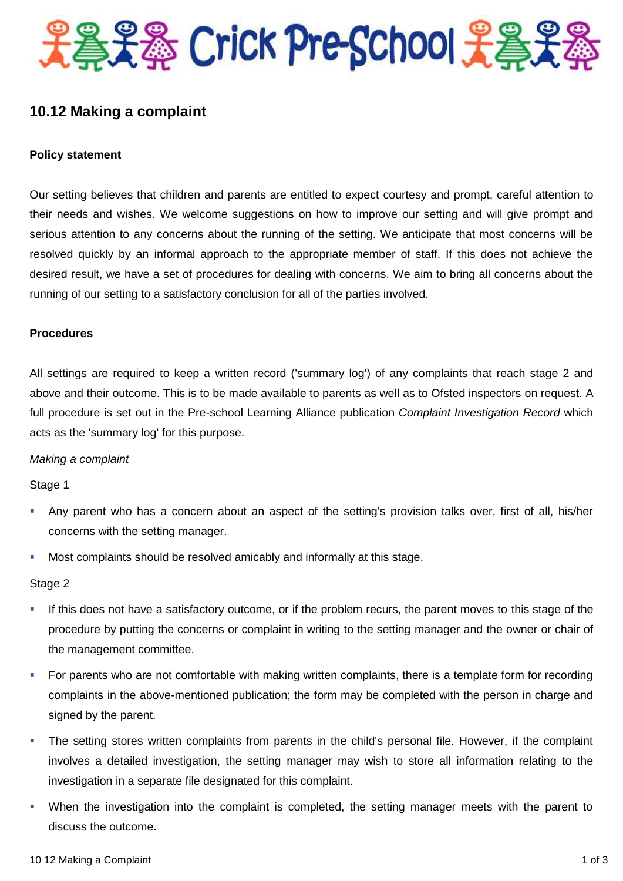# Crick Pre-School

## 10.12 Making a complaint

### Policy statement

Our setting believes that children and parents are entitled to expect courtesy and prompt, careful attention to their needs and wishes. We welcome suggestions on how to improve our setting and will give prompt and serious attention to any concerns about the running of the setting. We anticipate that most concerns will be resolved quickly by an informal approach to the appropriate member of staff. If this does not achieve the desired result, we have a set of procedures for dealing with concerns. We aim to bring all concerns about the running of our setting to a satisfactory conclusion for all of the parties involved.

### Procedures

All settings are required to keep a written record ('summary log') of any complaints that reach stage 2 and above and their outcome. This is to be made available to parents as well as to Ofsted inspectors on request. A full procedure is set out in the Pre-school Learning Alliance publication *Complaint Investigation Record* which acts as the 'summary log' for this purpose.

*Making a complaint*

Stage 1

- Any parent who has a concern about an aspect of the setting's provision talks over, first of all, his/her concerns with the setting manager.
- Most complaints should be resolved amicably and informally at this stage.

Stage 2

- If this does not have a satisfactory outcome, or if the problem recurs, the parent moves to this stage of the procedure by putting the concerns or complaint in writing to the setting manager and the owner or chair of the management committee.
- For parents who are not comfortable with making written complaints, there is a template form for recording complaints in the above-mentioned publication; the form may be completed with the person in charge and signed by the parent.
- The setting stores written complaints from parents in the child's personal file. However, if the complaint involves a detailed investigation, the setting manager may wish to store all information relating to the investigation in a separate file designated for this complaint.
- When the investigation into the complaint is completed, the setting manager meets with the parent to discuss the outcome.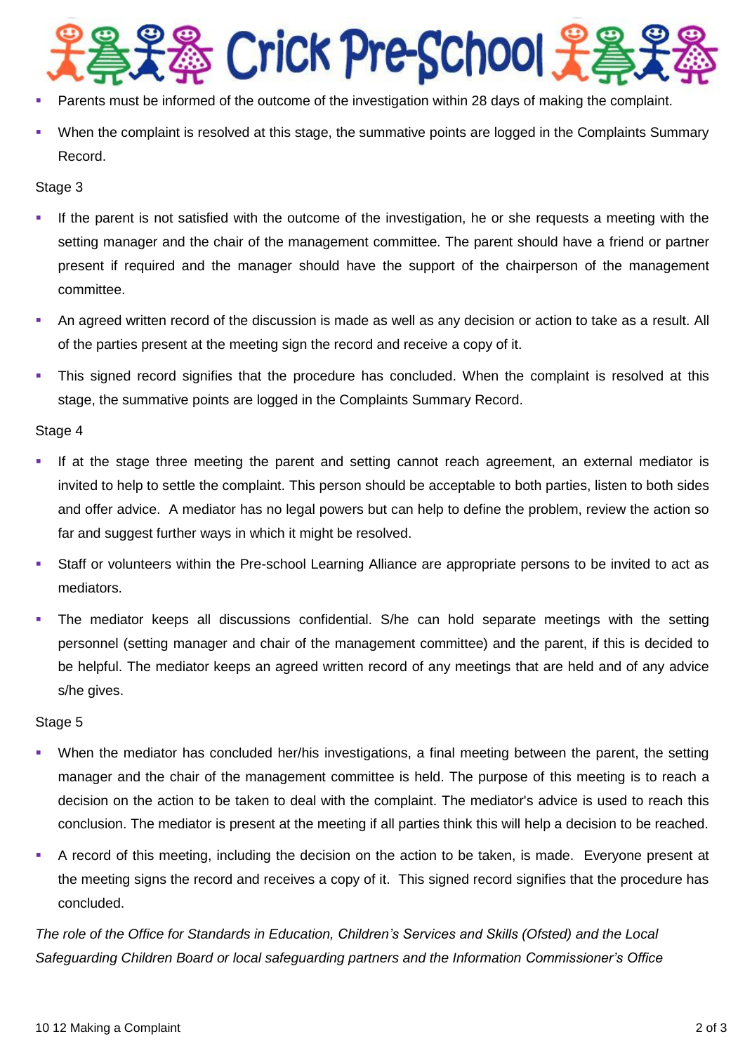- Parents must be informed of the outcome of the investigation within 28 days of making the complaint.
- When the complaint is resolved at this stage, the summative points are logged in the Complaints Summary Record.

Stage 3

- If the parent is not satisfied with the outcome of the investigation, he or she requests a meeting with the setting manager and the chair of the management committee. The parent should have a friend or partner present if required and the manager should have the support of the chairperson of the management committee.
- An agreed written record of the discussion is made as well as any decision or action to take as a result. All of the parties present at the meeting sign the record and receive a copy of it.
- This signed record signifies that the procedure has concluded. When the complaint is resolved at this stage, the summative points are logged in the Complaints Summary Record.

Stage 4

- If at the stage three meeting the parent and setting cannot reach agreement, an external mediator is invited to help to settle the complaint. This person should be acceptable to both parties, listen to both sides and offer advice. A mediator has no legal powers but can help to define the problem, review the action so far and suggest further ways in which it might be resolved.
- Staff or volunteers within the Pre-school Learning Alliance are appropriate persons to be invited to act as mediators.
- The mediator keeps all discussions confidential. S/he can hold separate meetings with the setting personnel (setting manager and chair of the management committee) and the parent, if this is decided to be helpful. The mediator keeps an agreed written record of any meetings that are held and of any advice s/he gives.

Stage 5

- When the mediator has concluded her/his investigations, a final meeting between the parent, the setting manager and the chair of the management committee is held. The purpose of this meeting is to reach a decision on the action to be taken to deal with the complaint. The mediator's advice is used to reach this conclusion. The mediator is present at the meeting if all parties think this will help a decision to be reached.
- A record of this meeting, including the decision on the action to be taken, is made. Everyone present at the meeting signs the record and receives a copy of it. This signed record signifies that the procedure has concluded.

*The role of the Office for Standards in Education, Children's Services and Skills (Ofsted) and the Local Safeguarding Children Board or local safeguarding partners and the Information Commissioner's Office*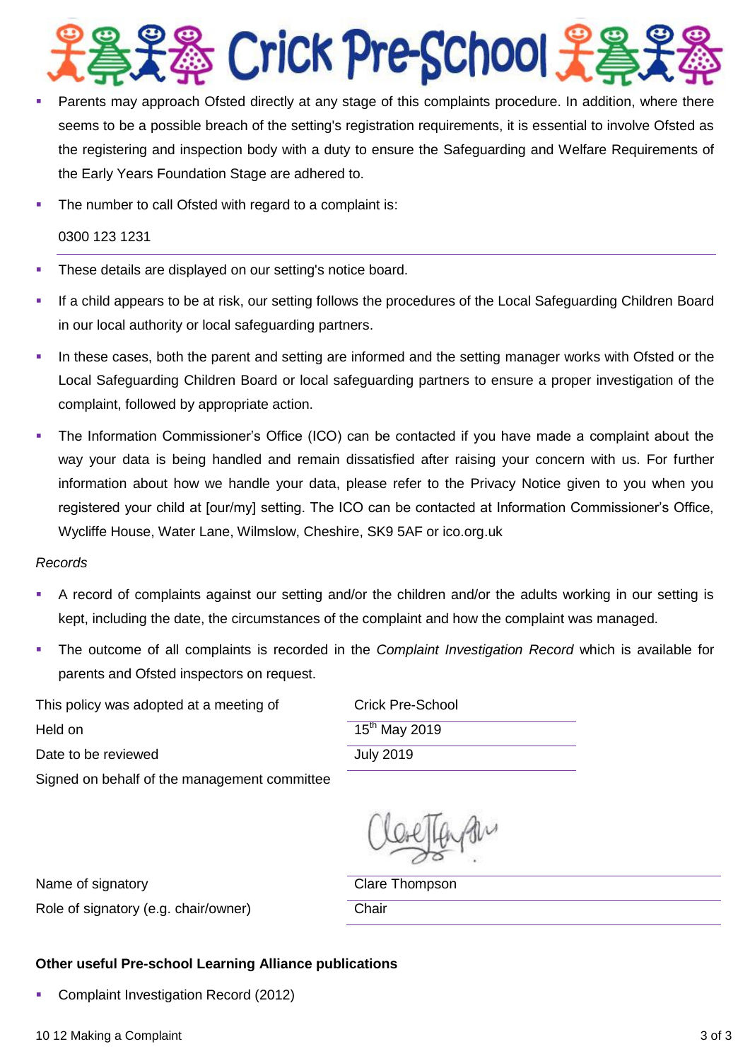- Parents may approach Ofsted directly at any stage of this complaints procedure. In addition, where there seems to be a possible breach of the setting's registration requirements, it is essential to involve Ofsted as the registering and inspection body with a duty to ensure the Safeguarding and Welfare Requirements of the Early Years Foundation Stage are adhered to.
- The number to call Ofsted with regard to a complaint is:

  0300 123 1231

- These details are displayed on our setting's notice board.
- If a child appears to be at risk, our setting follows the procedures of the Local Safeguarding Children Board in our local authority or local safeguarding partners.
- In these cases, both the parent and setting are informed and the setting manager works with Ofsted or the Local Safeguarding Children Board or local safeguarding partners to ensure a proper investigation of the complaint, followed by appropriate action.
- The Information Commissioner's Office (ICO) can be contacted if you have made a complaint about the way your data is being handled and remain dissatisfied after raising your concern with us. For further information about how we handle your data, please refer to the Privacy Notice given to you when you registered your child at [our/my] setting. The ICO can be contacted at Information Commissioner's Office, Wycliffe House, Water Lane, Wilmslow, Cheshire, SK9 5AF or ico.org.uk

*Records*

- A record of complaints against our setting and/or the children and/or the adults working in our setting is kept, including the date, the circumstances of the complaint and how the complaint was managed.
- The outcome of all complaints is recorded in the *Complaint Investigation Record* which is available for parents and Ofsted inspectors on request.

| | |
|---|---|
| This policy was adopted at a meeting of | Crick Pre-School |
| Held on | 15th May 2019 |
| Date to be reviewed | July 2019 |
| Signed on behalf of the management committee | |
| | Clare Thompson (signature) |
| Name of signatory | Clare Thompson |
| Role of signatory (e.g. chair/owner) | Chair |

**Other useful Pre-school Learning Alliance publications**

- Complaint Investigation Record (2012)

10 12 Making a Complaint